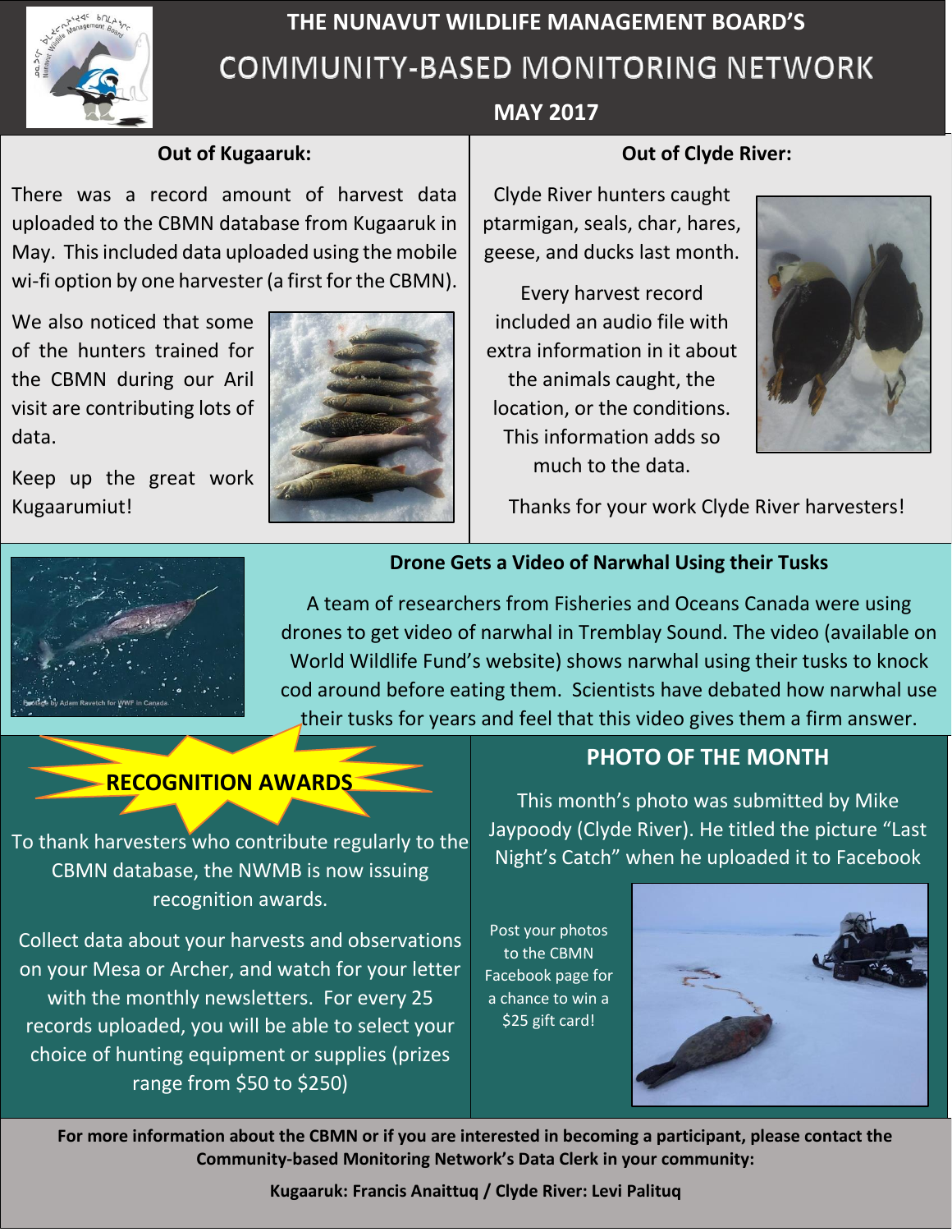# THE NUNAVUT WILDLIFE MANAGEMENT BOARD'S COMMUNITY-BASED MONITORING NETWORK

**MAY 2017**

## Out of Kugaaruk:

There was a record amount of harvest data uploaded to the CBMN database from Kugaaruk in May. This included data uploaded using the mobile wi-fi option by one harvester (a first for the CBMN).

We also noticed that some of the hunters trained for the CBMN during our Aril visit are contributing lots of data.

Keep up the great work Kugaarumiut!

## Out of Clyde River:

Clyde River hunters caught ptarmigan, seals, char, hares, geese, and ducks last month.

Every harvest record included an audio file with extra information in it about the animals caught, the location, or the conditions. This information adds so much to the data.

Thanks for your work Clyde River harvesters!

## Drone Gets a Video of Narwhal Using their Tusks

Photo by Adam Ravetch for WWF in Canada

A team of researchers from Fisheries and Oceans Canada were using drones to get video of narwhal in Tremblay Sound. The video (available on World Wildlife Fund's website) shows narwhal using their tusks to knock cod around before eating them. Scientists have debated how narwhal use their tusks for years and feel that this video gives them a firm answer.

## RECOGNITION AWARDS

To thank harvesters who contribute regularly to the CBMN database, the NWMB is now issuing recognition awards.

Collect data about your harvests and observations on your Mesa or Archer, and watch for your letter with the monthly newsletters. For every 25 records uploaded, you will be able to select your choice of hunting equipment or supplies (prizes range from $50 to $250)

## PHOTO OF THE MONTH

This month's photo was submitted by Mike Jaypoody (Clyde River). He titled the picture "Last Night's Catch" when he uploaded it to Facebook

Post your photos to the CBMN Facebook page for a chance to win a $25 gift card!

**For more information about the CBMN or if you are interested in becoming a participant, please contact the Community-based Monitoring Network's Data Clerk in your community:**

**Kugaaruk: Francis Anaittuq / Clyde River: Levi Palituq**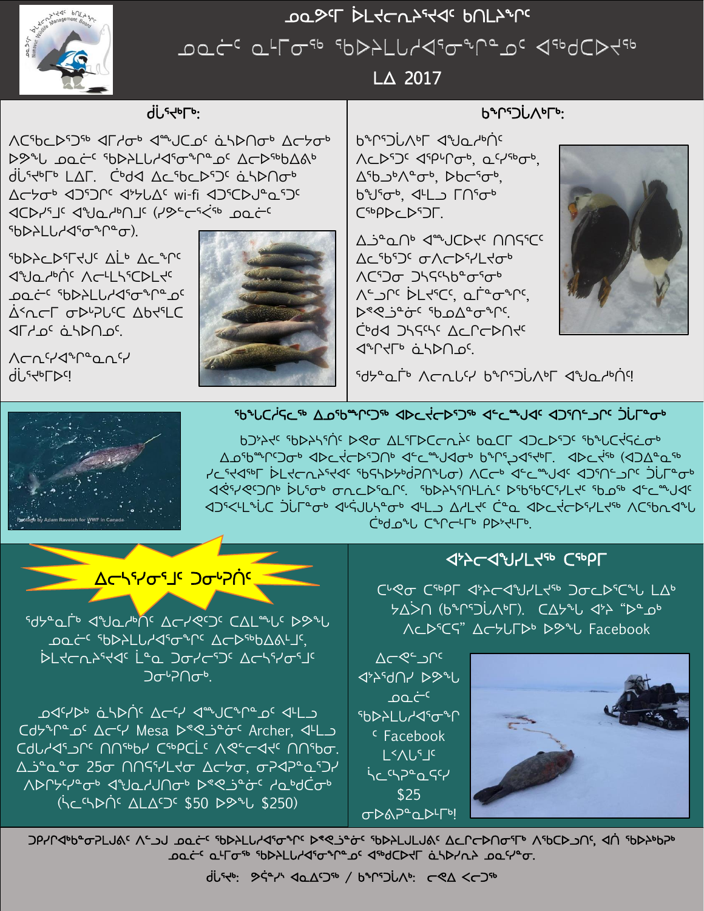# ᓄᓇᕗᒥ ᐆᒪᔪᓕᕆᔨᒃᑯᑦ ᑲᑎᒪᔨᖏᑦ

## ᓄᓇᓖᑦ ᓇᒻᒥᓂᖅ ᖃᐅᔨᒪᓐᒋᔭᐅᓯᒪᓂᖏᓐᓄᑦ ᐊᖅᑯᑕᐅᔭᖅ

## ᒪᐃ 2017

### ᑯᓚᕝᕕᖕᒥᒃ:

ᐱᑕᖃᓚᐅᕐᑐᖅ ᐊᒥᓱᓂᒃ ᐊᙳᑕᓄᑦ ᓈᓴᐅᑎᓂᒃ ᐃᑲᔪᓂᒃ ᐅᕝᕙᓘ ᓄᓇᓖᑦ ᖃᐅᔨᒪᓐᒋᔭᐅᓯᒪᓂᖏᓐᓄᑦ ᐃᑲᐅᖅᑲᕖᒃ ᑰᒡᓚᕝᕕᖕᒥᒃ ᒪᐃᒥ. ᑖᒃᑯᐊ ᐃᑲᔪᖃᓚᐅᕐᑐᑦ ᓈᓴᐅᑎᓂᒃ ᐃᑲᔾᔪᓂᒃ ᐊᑐᕐᑐᑎᑦ ᐊᕐᕌᒍᐃᑦ wi-fi ᐊᑐᕐᑕᐅᒍᓐᓇᕐᑐᑦ ᐊᑕᐅᓯᕐᒧᑦ ᐊᖑᓇᓱᒃᑎᒧᑦ (ᓯᕗᓪᓕᕐᐹᖅ ᓄᓇᓖᑦ ᖃᐅᔨᒪᓐᒋᔭᐅᓯᒪᓂᖏᓐᓂ).

ᖃᐅᔨᓴᕐᑐᕐᒥᒃᑯᑦ ᐃᓚᐅᒃ ᐃᓚᖓᓂᑦ ᐊᖑᓇᓱᒃᑏᑦ ᐱᓕᒻᒪᕐᑕᐅᓯᒪᔪᑦ ᓄᓇᓖᑦ ᖃᐅᔨᒪᓐᒋᔭᐅᓯᒪᓂᖏᓐᓄᑦ ᐄᕙᑎᒥ ᓂᐅᕐᕈᓯᑦ ᐃᑲᔪᕐᒪᑦ ᐊᒥᓱᑦ ᓈᓴᐅᑎᓄᑦ.

ᐱᑕᖅᓯᐊᖅᑎᓐᓇᖅᓯ ᑰᒡᓚᕝᕕᖕᒥᐅᑦ!

### ᑲᖏᖅᖠᓂᕐᒥᒃ:

ᑲᖏᖅᖠᓂᕐᒥ ᐊᖑᓇᓱᒃᑏᑦ ᐱᑕᐅᕐᑐᑦ ᐊᕿᒡᒋᓂᒃ, ᓇᑦᓯᕐᓂᒃ, ᐃᖃᓗᒃᐱᓐᓂᒃ, ᐅᑲᓕᕐᓂᒃ, ᑲᕙᕐᓂᒃ, ᐊᒻᒪᓗ ᒥᑎᕐᓂᒃ ᑕᒃᑭᑕᐅᕐᑐᒥ.

ᐃᓅᓐᓇᑎᒃ ᐊᙳᑕᐅᔪᑦ ᑎᑎᕋᕐᑕᑦ ᐃᑲᕐᑲᕐᑐᑦ ᓂᐱᓕᐅᕐᓯᒪᔪᓂᒃ ᐱᑕᕐᑐᓂ ᑐᓴᕐᕕᒃᑲᓐᓂᕐᓂᒃ ᐱᓪᓗᕆᑦ ᐆᒪᔪᕐᑕᑦ, ᓇᒦᓐᓂᕐᒋᑦ, ᐅᕝᕙᓘᓐᓃᑦ ᖃᓄᐃᓐᓂᕐᒋᑦ. ᑖᒃᑯᐊ ᑐᓴᕐᕕᑦ ᐃᓚᒋᓕᐅᑎᔪᑦ ᐊᕐᒋᔪᒥᒃ ᓈᓴᐅᑎᓄᑦ.

ᖁᔭᓐᓇᒦᒃ ᐱᓕᕆᖃᑎᖃᕐᓯ ᑲᖏᖅᖠᓂᕐᒥ ᐊᖑᓇᓱᒃᑏᑦ!

## ᖃᓪᓕᑦᓯᖅᓯᖅ ᐃᓄᒃᑲᓐᓂᕐᑐᖅ ᐊᐅᓚᔩᓚᐅᕐᑐᖅ ᐊᓪᓚᓐᒍᐊᑦ ᐊᑐᕐᑎᓪᓗᑎᑦ ᑑᒥᖕᓂᒃ

ᑲᑐᔾᔨᖃᑎᒌᑦ ᖃᐅᔨᓴᖅᑏᑦ ᐅᕙᓂ ᐱᓕᕆᐅᑕᐅᑎᓗᐊᑦ ᑲᓇᑕᒥ ᐊᑐᓚᐅᕐᑐᑦ ᖃᓪᓕᑦᓯᖅᓯᓂᒃ ᐃᓄᒃᑲᓐᓂᕐᑐᓂᒃ ᐊᐅᓚᔩᓚᐅᕐᑐᓂᒃ ᐊᓪᓚᓐᒍᐊᓂᒃ ᑲᖏᖅᖠᓂᕐᒥ. ᐊᐅᓚᔩᖅ (ᐊᑐᐃᓐᓇᖅ ᓯᓚᕐᔪᐊᕐᒥ ᐆᒪᔪᓕᕆᔨᒃᑯᑦ ᖃᐅᔨᓴᔪᓴᒃᑯᑎᖓᓂ) ᐱᑕᓚᐅᕐᑐᖅ ᐊᓪᓚᓐᒍᐊᑦ ᐊᑐᕐᑎᓪᓗᑎᑦ ᑑᒥᖕᓂᒃ ᐊᕙᓯᕙᕆᐅᑎᑦ ᐅᒪᕐᓂᒃ ᓂᕆᓇᓱᐊᕐᓇᒋᑦ. ᖃᐅᔨᓴᕐᑎᒻᒪᕆᐊᑦ ᐅᖃᖅᑲᕐᑕᐅᓯᒪᔪᑦ ᖃᓄᖅ ᐊᓪᓚᓐᒍᐊᑦ ᐊᑐᕐᐸᒻᒪᖔᕐᒪᑦ ᑑᒥᖕᓂᒃ ᐊᖑᒍᑎᒋᔪᓂᒃ ᐊᒻᒪᓗ ᐃᒪᓕᐊᑦ ᑖᓐᓇ ᐊᐅᓚᔩᕐᑐᖅ ᐱᑕᖃᕐᓂᐊᕐᒪᑦ ᑖᒃᑯᓄᖓ ᑕᕐᕆᑕᓕᒻᒥᒃ ᑭᐅᔾᔪᑎᒥᒃ.

## ᐃᑲᔪᕐᓯᓂᕐᒧᑦ ᑐᓂᔾᔨᑏᑦ

ᖁᔭᓐᓇᒦᒃ ᐊᖑᓇᓱᒃᑏᑦ ᐃᑲᔪᕐᑐᑦ ᑕᐃᒪᓐᓇᖔᑦ ᐅᕝᕙᓘ ᓄᓇᓖᑦ ᖃᐅᔨᒪᓐᒋᔭᐅᓯᒪᓂᖏᑦ ᐃᑲᔪᖃᖃᑦᑕᕐᒪᑕ, ᐆᒪᔪᓕᕆᔨᒃᑯᑦ ᒦᓇ ᑐᓂᓯᓪᓚᕐᑐᑦ ᐃᑲᔪᕐᓯᓂᕐᒧᑦ ᑐᓂᔾᔨᑎᓂᒃ.

ᓄᐊᕐᓯᐅᒃ ᓈᓴᐅᑏᑦ ᐃᑲᔪᑦ ᐊᙳᑕᕐᓂᕐᒧᑦ ᐊᒻᒪᓗ ᑕᐃᔭᕐᓂᕐᒧᑦ ᐃᑲᔪᑦ Mesa ᐅᕝᕙᓘᓐᓃᑦ Archer, ᐊᒻᒪᓗ ᑕᐃᒪᐃᓕᐅᕐᓗᑎᑦ ᑎᑎᖅᑲᓯ ᑕᖅᑭᑕᒦᑦ ᐱᕙᓪᓕᐊᔪᑦ ᑎᑎᖅᑲᓂ. ᐃᓅᓐᓇᓂ 25ᓂ ᑎᑎᕋᕐᓯᒪᔪᓂ ᐃᑲᔪᓂ, ᓂᕈᐊᕐᓇᕐᑐᓯ ᐱᐅᓯᔾᔪᓯᓂᒃ ᐊᖑᓇᓱᒍᑎᓂᒃ ᐅᕝᕙᓘᓐᓃᑦ ᓯᓇᒃᑯᑖᓂᒃ (ᓵᓚᒃᑐᐃᑦ ᐃᒪᐃᑐᑦ $50 ᐅᕝᕙᓘ $250)

## ᐊᔾᔨᓕᐊᖑᓯᒪᔪᖅ ᑕᖅᑭᒥ

ᑖᕙᓂ ᑕᖅᑭᒥ ᐊᔾᔨᓕᐊᖑᓯᒪᔪᖅ ᑐᓂᓯᒪᔪᑕᖓᓚᐅᕐᑐᖅ ᓴᐃᕝᕗᑎ (ᑲᖏᖅᖠᓂᕐᒥ). ᑕᐃᕝᕙᓘ ᐊᔾᔭ "ᐅᕝᕙᓘᓐᓃᑦ ᐱᓕᕆᐊᖑᔪᒥᒃ" ᐃᑲᔪᕐᓗᑎᑦ ᐅᕝᕙᓘ Facebook

ᐃᓕᕝᕙᓕᐅᕐᓗᑎᑦ ᐊᔾᔨᓕᐊᖑᓯᒪᔪᖅ ᐅᕝᕙᓘ ᓄᓇᓖᑦ ᖃᐅᔨᒪᓐᒋᔭᐅᓯᒪᓂᖏᑦ Facebook ᒪᑉᐱᑐᕐᒧᑦ ᓵᓚᒃᑎᑕᐅᓇᔭᕐᑐᖅ $25 ᓂᐅᕕᐊᒃᓴᓇᐅᔭᕐᒥᒃ!

ᑐᑭᓯᒋᐊᕈᒪᒍᕕᑦ ᐱᔾᔪᑎᖃᕐᓗᑎᑦ ᓄᓇᓖᑦ ᖃᐅᔨᒪᓐᒋᔭᐅᓯᒪᓂᖏᑦ ᐅᕝᕙᓘᓐᓃᑦ ᖃᐅᔨᓴᕐᓂᒃᑯᑦ ᐃᓕᓴᕆᔭᐅᓂᖏᓐᓄᑦ ᐱᖃᑕᐅᔪᒪᒍᕕᑦ, ᐊᐃᑉ ᖃᐅᔨᒃᑲᔾᔪᒃ ᓄᓇᓖᑦ ᓇᒻᒥᓂᖅ ᖃᐅᔨᒪᓐᒋᔭᐅᓯᒪᓂᖏᓐᓄᑦ ᐊᖅᑯᑕᐅᔭᖅ ᓈᓴᐅᑎᓯᒪᔪᖅ ᓄᓇᓯᐅᓂ.

ᑰᒡᓚᕝᕕᒃ: ᕗᐃᓐᓯ ᐊᓇᐃᑐᖅ / ᑲᖏᖅᖠᓂᖅ: ᓕᐅᐃ ᐸᓕᑐᖅ